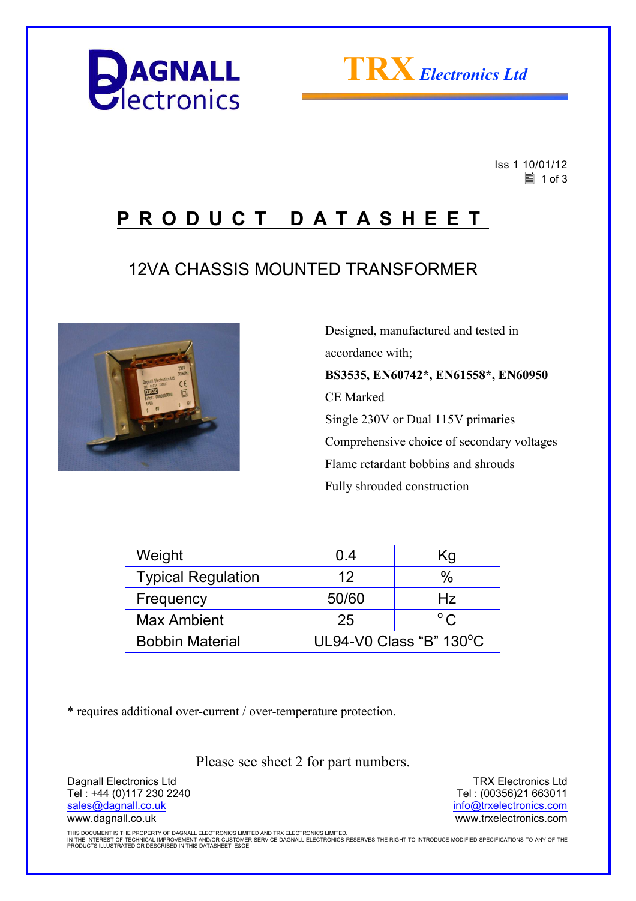DAGNALL Electronics

TRX *Electronics Ltd*

Iss 1 10/01/12

# PRODUCT DATASHEET

## 12VA CHASSIS MOUNTED TRANSFORMER

Designed, manufactured and tested in accordance with;

**BS3535, EN60742*, EN61558*, EN60950**

CE Marked

Single 230V or Dual 115V primaries

Comprehensive choice of secondary voltages

Flame retardant bobbins and shrouds

Fully shrouded construction

| Weight | 0.4 | Kg |
|---|---|---|
| Typical Regulation | 12 | % |
| Frequency | 50/60 | Hz |
| Max Ambient | 25 | °C |
| Bobbin Material | UL94-V0 Class "B" 130°C | |

* requires additional over-current / over-temperature protection.

Please see sheet 2 for part numbers.

Dagnall Electronics Ltd
Tel : +44 (0)117 230 2240
sales@dagnall.co.uk
www.dagnall.co.uk

TRX Electronics Ltd
Tel : (00356)21 663011
info@trxelectronics.com
www.trxelectronics.com

THIS DOCUMENT IS THE PROPERTY OF DAGNALL ELECTRONICS LIMITED AND TRX ELECTRONICS LIMITED.
IN THE INTEREST OF TECHNICAL IMPROVEMENT AND/OR CUSTOMER SERVICE DAGNALL ELECTRONICS RESERVES THE RIGHT TO INTRODUCE MODIFIED SPECIFICATIONS TO ANY OF THE PRODUCTS ILLUSTRATED OR DESCRIBED IN THIS DATASHEET. E&OE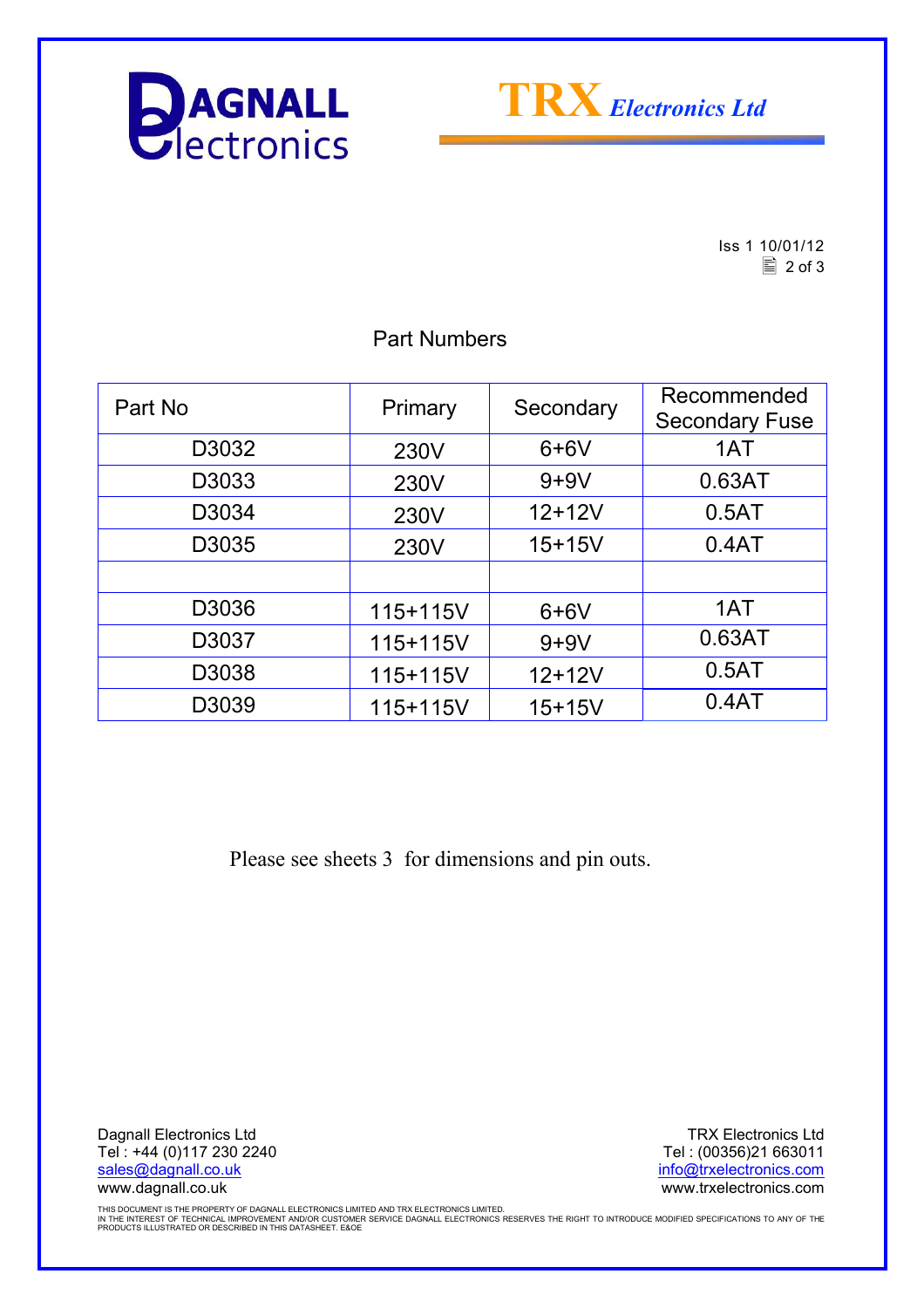# DAGNALL Electronics

**TRX** *Electronics Ltd*

Iss 1 10/01/12

## Part Numbers

| Part No | Primary | Secondary | Recommended Secondary Fuse |
|---|---|---|---|
| D3032 | 230V | 6+6V | 1AT |
| D3033 | 230V | 9+9V | 0.63AT |
| D3034 | 230V | 12+12V | 0.5AT |
| D3035 | 230V | 15+15V | 0.4AT |
| | | | |
| D3036 | 115+115V | 6+6V | 1AT |
| D3037 | 115+115V | 9+9V | 0.63AT |
| D3038 | 115+115V | 12+12V | 0.5AT |
| D3039 | 115+115V | 15+15V | 0.4AT |

Please see sheets 3 for dimensions and pin outs.

Dagnall Electronics Ltd
Tel : +44 (0)117 230 2240
sales@dagnall.co.uk
www.dagnall.co.uk

TRX Electronics Ltd
Tel : (00356)21 663011
info@trxelectronics.com
www.trxelectronics.com

THIS DOCUMENT IS THE PROPERTY OF DAGNALL ELECTRONICS LIMITED AND TRX ELECTRONICS LIMITED.
IN THE INTEREST OF TECHNICAL IMPROVEMENT AND/OR CUSTOMER SERVICE DAGNALL ELECTRONICS RESERVES THE RIGHT TO INTRODUCE MODIFIED SPECIFICATIONS TO ANY OF THE PRODUCTS ILLUSTRATED OR DESCRIBED IN THIS DATASHEET. E&OE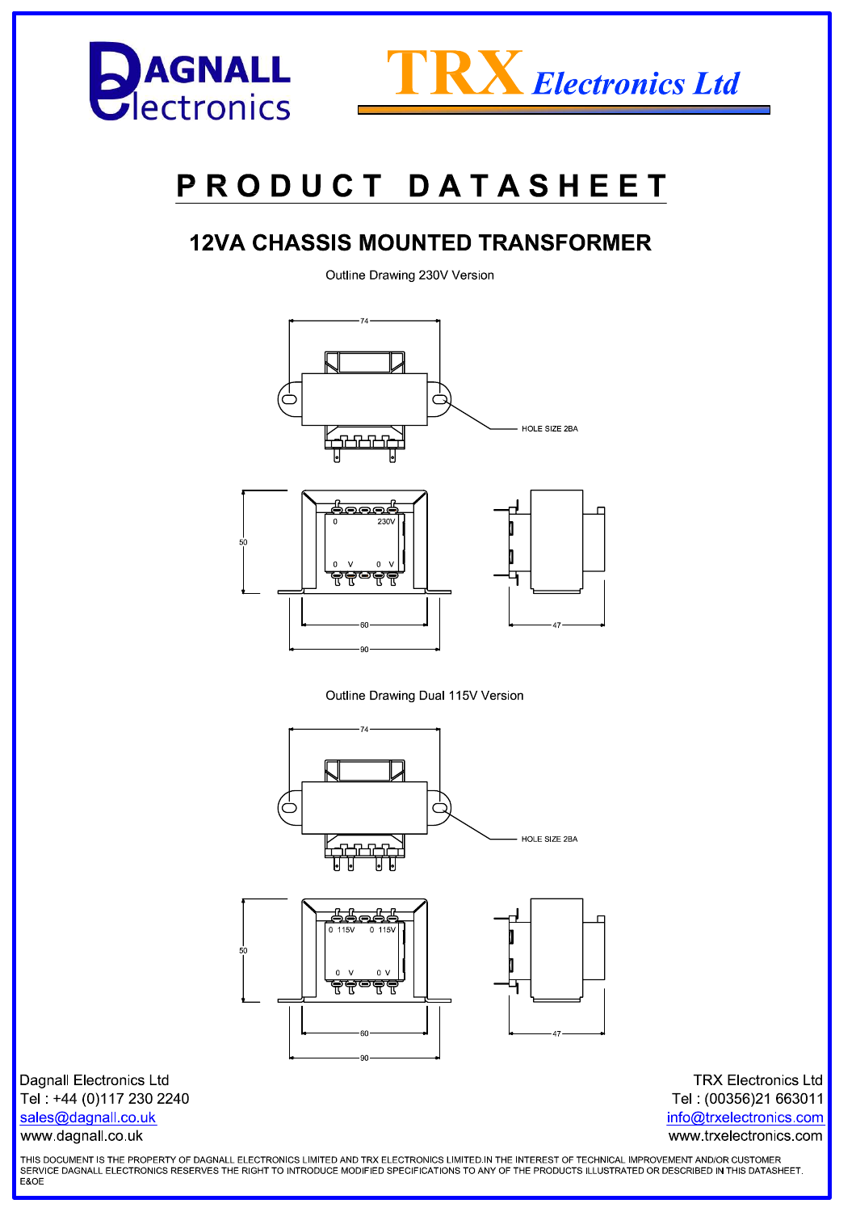Dagnall Electronics

TRX Electronics Ltd

# PRODUCT DATASHEET

## 12VA CHASSIS MOUNTED TRANSFORMER

Outline Drawing 230V Version

74

HOLE SIZE 2BA

50

0 230V

0 V 0 V

60

90

47

Outline Drawing Dual 115V Version

74

HOLE SIZE 2BA

50

0 115V 0 115V

0 V 0 V

60

90

47

Dagnall Electronics Ltd
Tel : +44 (0)117 230 2240
sales@dagnall.co.uk
www.dagnall.co.uk

TRX Electronics Ltd
Tel : (00356)21 663011
info@trxelectronics.com
www.trxelectronics.com

THIS DOCUMENT IS THE PROPERTY OF DAGNALL ELECTRONICS LIMITED AND TRX ELECTRONICS LIMITED.IN THE INTEREST OF TECHNICAL IMPROVEMENT AND/OR CUSTOMER SERVICE DAGNALL ELECTRONICS RESERVES THE RIGHT TO INTRODUCE MODIFIED SPECIFICATIONS TO ANY OF THE PRODUCTS ILLUSTRATED OR DESCRIBED IN THIS DATASHEET. E&OE